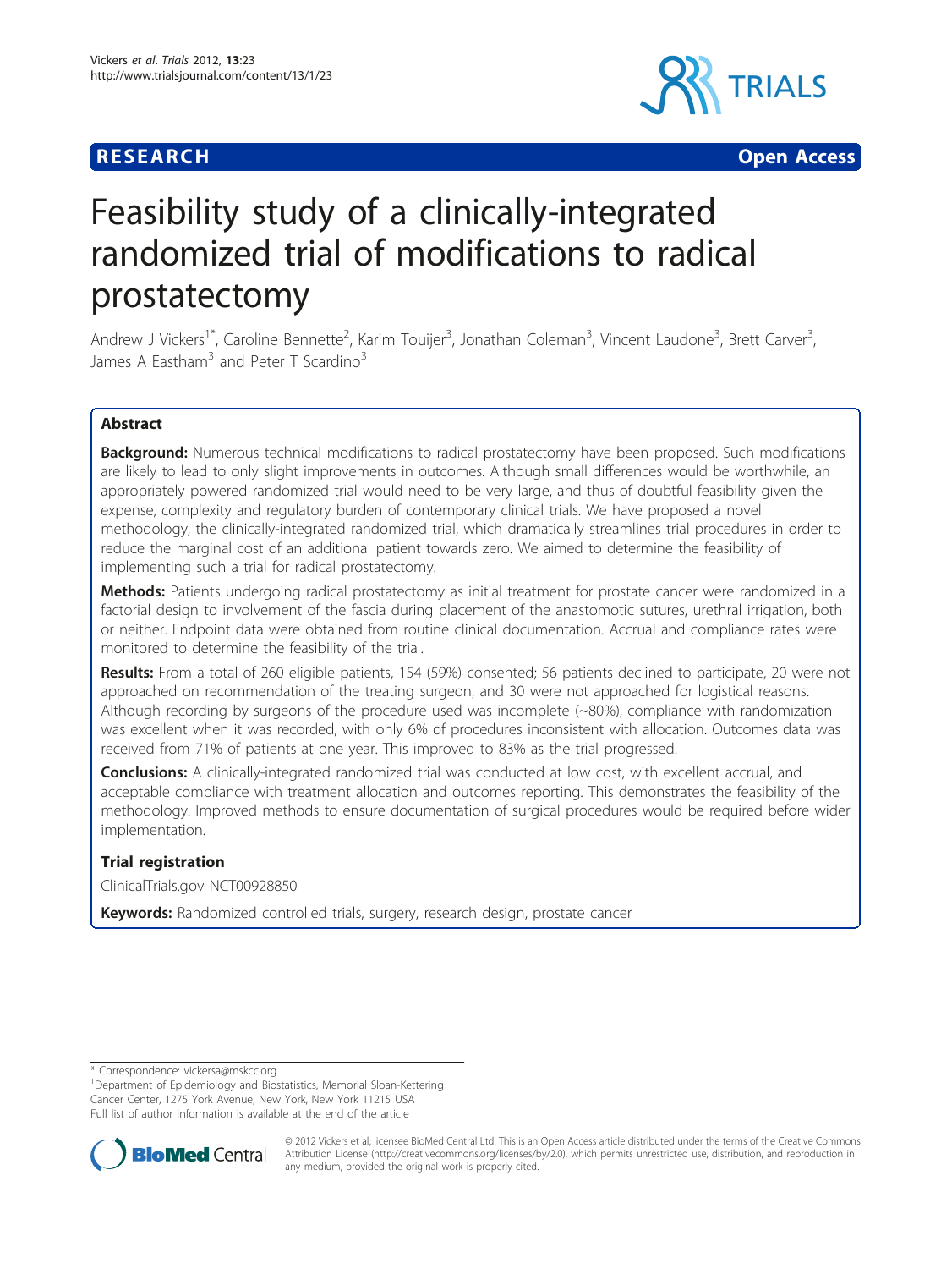**RESEARCH** **Open Access**

# Feasibility study of a clinically-integrated randomized trial of modifications to radical prostatectomy

Andrew J Vickers[1*], Caroline Bennette[2], Karim Touijer[3], Jonathan Coleman[3], Vincent Laudone[3], Brett Carver[3], James A Eastham[3] and Peter T Scardino[3]

## Abstract

**Background:** Numerous technical modifications to radical prostatectomy have been proposed. Such modifications are likely to lead to only slight improvements in outcomes. Although small differences would be worthwhile, an appropriately powered randomized trial would need to be very large, and thus of doubtful feasibility given the expense, complexity and regulatory burden of contemporary clinical trials. We have proposed a novel methodology, the clinically-integrated randomized trial, which dramatically streamlines trial procedures in order to reduce the marginal cost of an additional patient towards zero. We aimed to determine the feasibility of implementing such a trial for radical prostatectomy.

**Methods:** Patients undergoing radical prostatectomy as initial treatment for prostate cancer were randomized in a factorial design to involvement of the fascia during placement of the anastomotic sutures, urethral irrigation, both or neither. Endpoint data were obtained from routine clinical documentation. Accrual and compliance rates were monitored to determine the feasibility of the trial.

**Results:** From a total of 260 eligible patients, 154 (59%) consented; 56 patients declined to participate, 20 were not approached on recommendation of the treating surgeon, and 30 were not approached for logistical reasons. Although recording by surgeons of the procedure used was incomplete (~80%), compliance with randomization was excellent when it was recorded, with only 6% of procedures inconsistent with allocation. Outcomes data was received from 71% of patients at one year. This improved to 83% as the trial progressed.

**Conclusions:** A clinically-integrated randomized trial was conducted at low cost, with excellent accrual, and acceptable compliance with treatment allocation and outcomes reporting. This demonstrates the feasibility of the methodology. Improved methods to ensure documentation of surgical procedures would be required before wider implementation.

### Trial registration

ClinicalTrials.gov NCT00928850

**Keywords:** Randomized controlled trials, surgery, research design, prostate cancer

\* Correspondence: vickersa@mskcc.org
[1]Department of Epidemiology and Biostatistics, Memorial Sloan-Kettering Cancer Center, 1275 York Avenue, New York, New York 11215 USA
Full list of author information is available at the end of the article

© 2012 Vickers et al; licensee BioMed Central Ltd. This is an Open Access article distributed under the terms of the Creative Commons Attribution License (http://creativecommons.org/licenses/by/2.0), which permits unrestricted use, distribution, and reproduction in any medium, provided the original work is properly cited.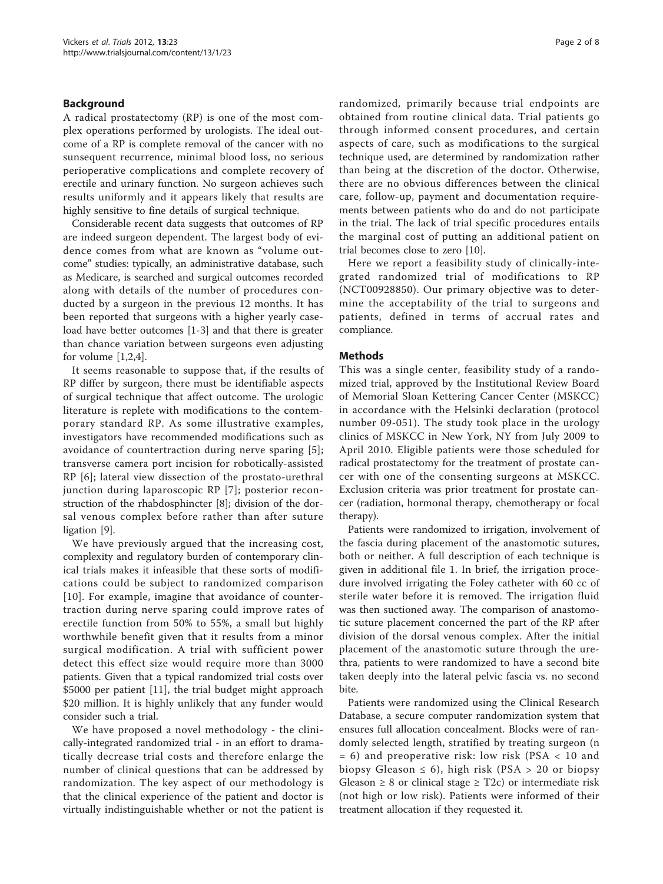## Background

A radical prostatectomy (RP) is one of the most complex operations performed by urologists. The ideal outcome of a RP is complete removal of the cancer with no sunsequent recurrence, minimal blood loss, no serious perioperative complications and complete recovery of erectile and urinary function. No surgeon achieves such results uniformly and it appears likely that results are highly sensitive to fine details of surgical technique.

Considerable recent data suggests that outcomes of RP are indeed surgeon dependent. The largest body of evidence comes from what are known as "volume outcome" studies: typically, an administrative database, such as Medicare, is searched and surgical outcomes recorded along with details of the number of procedures conducted by a surgeon in the previous 12 months. It has been reported that surgeons with a higher yearly caseload have better outcomes [1-3] and that there is greater than chance variation between surgeons even adjusting for volume [1,2,4].

It seems reasonable to suppose that, if the results of RP differ by surgeon, there must be identifiable aspects of surgical technique that affect outcome. The urologic literature is replete with modifications to the contemporary standard RP. As some illustrative examples, investigators have recommended modifications such as avoidance of countertraction during nerve sparing [5]; transverse camera port incision for robotically-assisted RP [6]; lateral view dissection of the prostato-urethral junction during laparoscopic RP [7]; posterior reconstruction of the rhabdosphincter [8]; division of the dorsal venous complex before rather than after suture ligation [9].

We have previously argued that the increasing cost, complexity and regulatory burden of contemporary clinical trials makes it infeasible that these sorts of modifications could be subject to randomized comparison [10]. For example, imagine that avoidance of countertraction during nerve sparing could improve rates of erectile function from 50% to 55%, a small but highly worthwhile benefit given that it results from a minor surgical modification. A trial with sufficient power detect this effect size would require more than 3000 patients. Given that a typical randomized trial costs over $5000 per patient [11], the trial budget might approach $20 million. It is highly unlikely that any funder would consider such a trial.

We have proposed a novel methodology - the clinically-integrated randomized trial - in an effort to dramatically decrease trial costs and therefore enlarge the number of clinical questions that can be addressed by randomization. The key aspect of our methodology is that the clinical experience of the patient and doctor is virtually indistinguishable whether or not the patient is randomized, primarily because trial endpoints are obtained from routine clinical data. Trial patients go through informed consent procedures, and certain aspects of care, such as modifications to the surgical technique used, are determined by randomization rather than being at the discretion of the doctor. Otherwise, there are no obvious differences between the clinical care, follow-up, payment and documentation requirements between patients who do and do not participate in the trial. The lack of trial specific procedures entails the marginal cost of putting an additional patient on trial becomes close to zero [10].

Here we report a feasibility study of clinically-integrated randomized trial of modifications to RP (NCT00928850). Our primary objective was to determine the acceptability of the trial to surgeons and patients, defined in terms of accrual rates and compliance.

## Methods

This was a single center, feasibility study of a randomized trial, approved by the Institutional Review Board of Memorial Sloan Kettering Cancer Center (MSKCC) in accordance with the Helsinki declaration (protocol number 09-051). The study took place in the urology clinics of MSKCC in New York, NY from July 2009 to April 2010. Eligible patients were those scheduled for radical prostatectomy for the treatment of prostate cancer with one of the consenting surgeons at MSKCC. Exclusion criteria was prior treatment for prostate cancer (radiation, hormonal therapy, chemotherapy or focal therapy).

Patients were randomized to irrigation, involvement of the fascia during placement of the anastomotic sutures, both or neither. A full description of each technique is given in additional file 1. In brief, the irrigation procedure involved irrigating the Foley catheter with 60 cc of sterile water before it is removed. The irrigation fluid was then suctioned away. The comparison of anastomotic suture placement concerned the part of the RP after division of the dorsal venous complex. After the initial placement of the anastomotic suture through the urethra, patients to were randomized to have a second bite taken deeply into the lateral pelvic fascia vs. no second bite.

Patients were randomized using the Clinical Research Database, a secure computer randomization system that ensures full allocation concealment. Blocks were of randomly selected length, stratified by treating surgeon (n = 6) and preoperative risk: low risk (PSA < 10 and biopsy Gleason ≤ 6), high risk (PSA > 20 or biopsy Gleason ≥ 8 or clinical stage ≥ T2c) or intermediate risk (not high or low risk). Patients were informed of their treatment allocation if they requested it.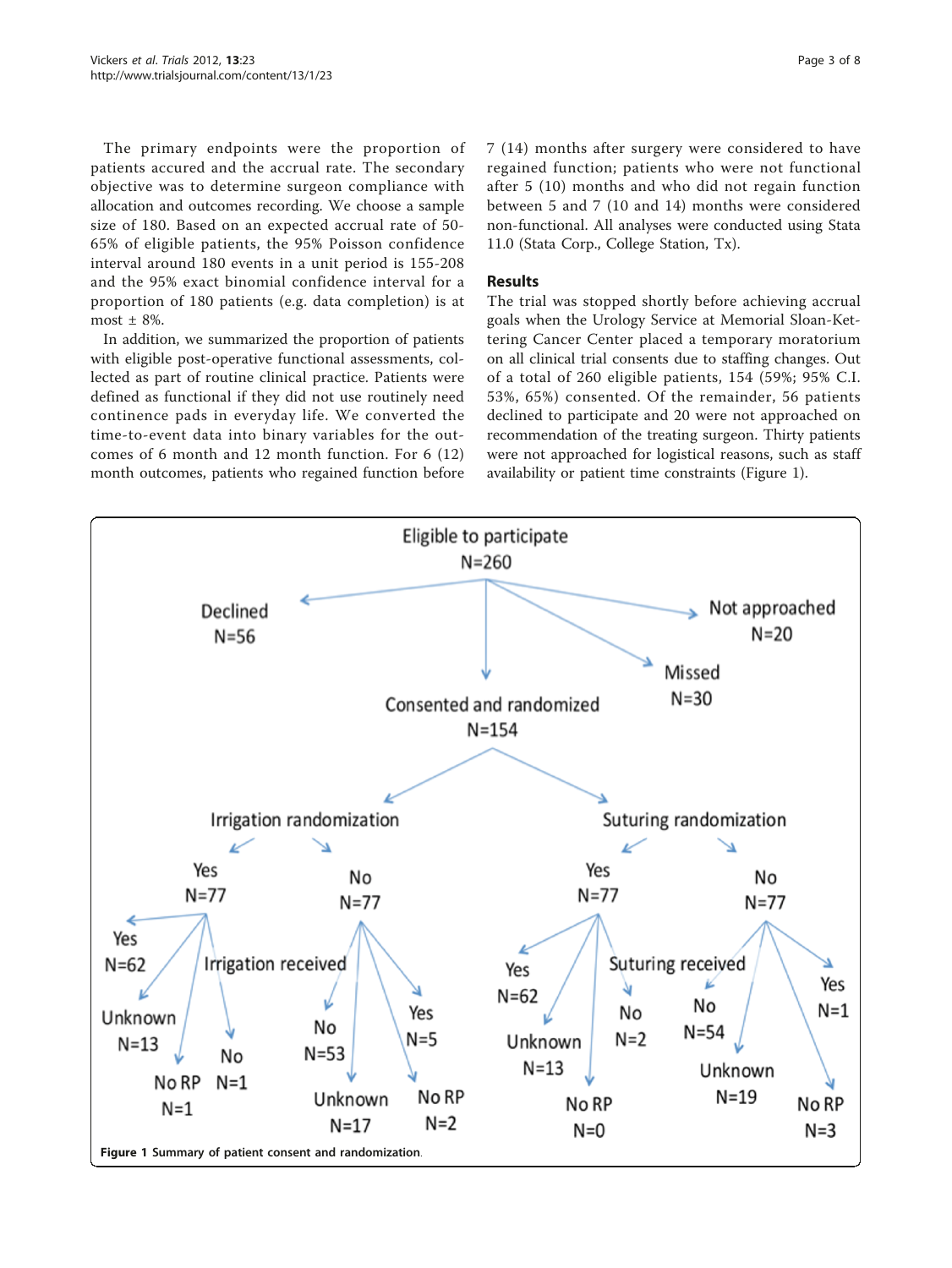The primary endpoints were the proportion of patients accured and the accrual rate. The secondary objective was to determine surgeon compliance with allocation and outcomes recording. We choose a sample size of 180. Based on an expected accrual rate of 50-65% of eligible patients, the 95% Poisson confidence interval around 180 events in a unit period is 155-208 and the 95% exact binomial confidence interval for a proportion of 180 patients (e.g. data completion) is at most ± 8%.

In addition, we summarized the proportion of patients with eligible post-operative functional assessments, collected as part of routine clinical practice. Patients were defined as functional if they did not use routinely need continence pads in everyday life. We converted the time-to-event data into binary variables for the outcomes of 6 month and 12 month function. For 6 (12) month outcomes, patients who regained function before 7 (14) months after surgery were considered to have regained function; patients who were not functional after 5 (10) months and who did not regain function between 5 and 7 (10 and 14) months were considered non-functional. All analyses were conducted using Stata 11.0 (Stata Corp., College Station, Tx).

## Results

The trial was stopped shortly before achieving accrual goals when the Urology Service at Memorial Sloan-Kettering Cancer Center placed a temporary moratorium on all clinical trial consents due to staffing changes. Out of a total of 260 eligible patients, 154 (59%; 95% C.I. 53%, 65%) consented. Of the remainder, 56 patients declined to participate and 20 were not approached on recommendation of the treating surgeon. Thirty patients were not approached for logistical reasons, such as staff availability or patient time constraints (Figure 1).

Eligible to participate N=260
- Declined N=56
- Not approached N=20
- Missed N=30
- Consented and randomized N=154
  - Irrigation randomization
    - Yes N=77 — Irrigation received: Yes N=62; Unknown N=13; No RP N=1; No N=1
    - No N=77 — Irrigation received: No N=53; Unknown N=17; Yes N=5; No RP N=2
  - Suturing randomization
    - Yes N=77 — Suturing received: Yes N=62; Unknown N=13; No RP N=0; No N=2
    - No N=77 — Suturing received: No N=54; Unknown N=19; Yes N=1; No RP N=3

**Figure 1** Summary of patient consent and randomization.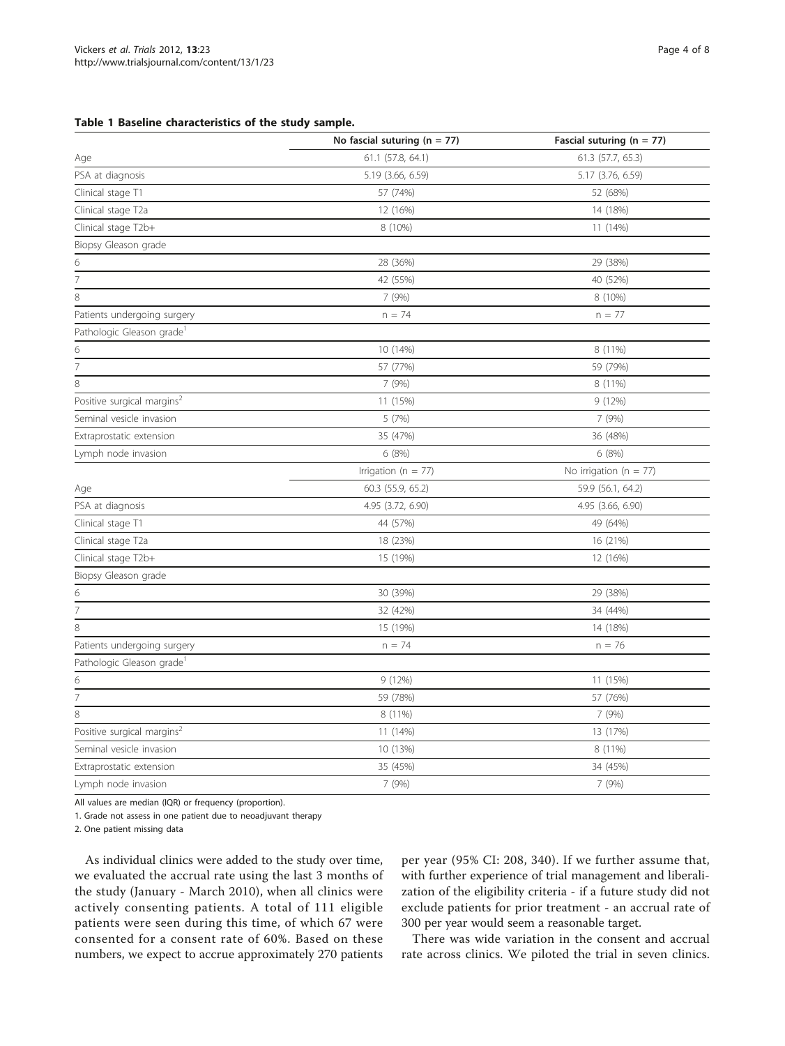**Table 1 Baseline characteristics of the study sample.**

| | No fascial suturing (n = 77) | Fascial suturing (n = 77) |
|---|---|---|
| Age | 61.1 (57.8, 64.1) | 61.3 (57.7, 65.3) |
| PSA at diagnosis | 5.19 (3.66, 6.59) | 5.17 (3.76, 6.59) |
| Clinical stage T1 | 57 (74%) | 52 (68%) |
| Clinical stage T2a | 12 (16%) | 14 (18%) |
| Clinical stage T2b+ | 8 (10%) | 11 (14%) |
| Biopsy Gleason grade | | |
| 6 | 28 (36%) | 29 (38%) |
| 7 | 42 (55%) | 40 (52%) |
| 8 | 7 (9%) | 8 (10%) |
| Patients undergoing surgery | n = 74 | n = 77 |
| Pathologic Gleason grade[1] | | |
| 6 | 10 (14%) | 8 (11%) |
| 7 | 57 (77%) | 59 (79%) |
| 8 | 7 (9%) | 8 (11%) |
| Positive surgical margins[2] | 11 (15%) | 9 (12%) |
| Seminal vesicle invasion | 5 (7%) | 7 (9%) |
| Extraprostatic extension | 35 (47%) | 36 (48%) |
| Lymph node invasion | 6 (8%) | 6 (8%) |
| | Irrigation (n = 77) | No irrigation (n = 77) |
| Age | 60.3 (55.9, 65.2) | 59.9 (56.1, 64.2) |
| PSA at diagnosis | 4.95 (3.72, 6.90) | 4.95 (3.66, 6.90) |
| Clinical stage T1 | 44 (57%) | 49 (64%) |
| Clinical stage T2a | 18 (23%) | 16 (21%) |
| Clinical stage T2b+ | 15 (19%) | 12 (16%) |
| Biopsy Gleason grade | | |
| 6 | 30 (39%) | 29 (38%) |
| 7 | 32 (42%) | 34 (44%) |
| 8 | 15 (19%) | 14 (18%) |
| Patients undergoing surgery | n = 74 | n = 76 |
| Pathologic Gleason grade[1] | | |
| 6 | 9 (12%) | 11 (15%) |
| 7 | 59 (78%) | 57 (76%) |
| 8 | 8 (11%) | 7 (9%) |
| Positive surgical margins[2] | 11 (14%) | 13 (17%) |
| Seminal vesicle invasion | 10 (13%) | 8 (11%) |
| Extraprostatic extension | 35 (45%) | 34 (45%) |
| Lymph node invasion | 7 (9%) | 7 (9%) |

All values are median (IQR) or frequency (proportion).

1. Grade not assess in one patient due to neoadjuvant therapy

2. One patient missing data

As individual clinics were added to the study over time, we evaluated the accrual rate using the last 3 months of the study (January - March 2010), when all clinics were actively consenting patients. A total of 111 eligible patients were seen during this time, of which 67 were consented for a consent rate of 60%. Based on these numbers, we expect to accrue approximately 270 patients per year (95% CI: 208, 340). If we further assume that, with further experience of trial management and liberalization of the eligibility criteria - if a future study did not exclude patients for prior treatment - an accrual rate of 300 per year would seem a reasonable target.

There was wide variation in the consent and accrual rate across clinics. We piloted the trial in seven clinics.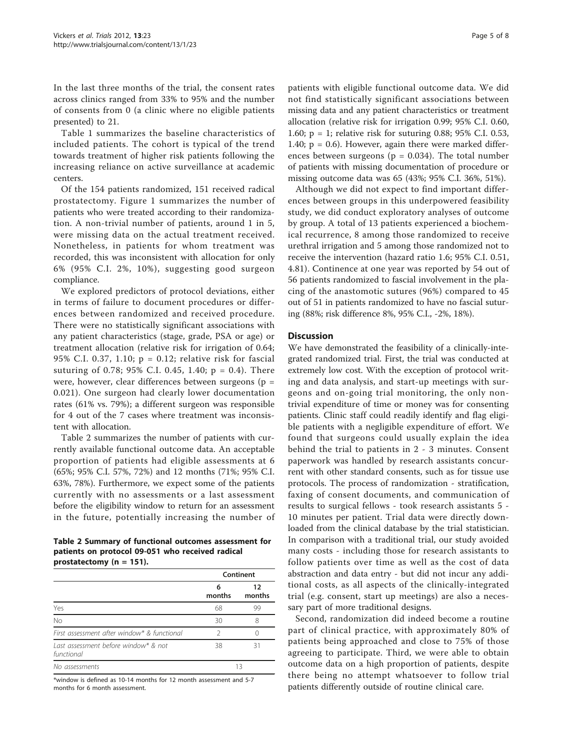In the last three months of the trial, the consent rates across clinics ranged from 33% to 95% and the number of consents from 0 (a clinic where no eligible patients presented) to 21.

Table 1 summarizes the baseline characteristics of included patients. The cohort is typical of the trend towards treatment of higher risk patients following the increasing reliance on active surveillance at academic centers.

Of the 154 patients randomized, 151 received radical prostatectomy. Figure 1 summarizes the number of patients who were treated according to their randomization. A non-trivial number of patients, around 1 in 5, were missing data on the actual treatment received. Nonetheless, in patients for whom treatment was recorded, this was inconsistent with allocation for only 6% (95% C.I. 2%, 10%), suggesting good surgeon compliance.

We explored predictors of protocol deviations, either in terms of failure to document procedures or differences between randomized and received procedure. There were no statistically significant associations with any patient characteristics (stage, grade, PSA or age) or treatment allocation (relative risk for irrigation of 0.64; 95% C.I. 0.37, 1.10; p = 0.12; relative risk for fascial suturing of 0.78; 95% C.I. 0.45, 1.40; p = 0.4). There were, however, clear differences between surgeons (p = 0.021). One surgeon had clearly lower documentation rates (61% vs. 79%); a different surgeon was responsible for 4 out of the 7 cases where treatment was inconsistent with allocation.

Table 2 summarizes the number of patients with currently available functional outcome data. An acceptable proportion of patients had eligible assessments at 6 (65%; 95% C.I. 57%, 72%) and 12 months (71%; 95% C.I. 63%, 78%). Furthermore, we expect some of the patients currently with no assessments or a last assessment before the eligibility window to return for an assessment in the future, potentially increasing the number of patients with eligible functional outcome data. We did not find statistically significant associations between missing data and any patient characteristics or treatment allocation (relative risk for irrigation 0.99; 95% C.I. 0.60, 1.60; p = 1; relative risk for suturing 0.88; 95% C.I. 0.53, 1.40; p = 0.6). However, again there were marked differences between surgeons (p = 0.034). The total number of patients with missing documentation of procedure or missing outcome data was 65 (43%; 95% C.I. 36%, 51%).

**Table 2 Summary of functional outcomes assessment for patients on protocol 09-051 who received radical prostatectomy (n = 151).**

| | Continent | |
|---|---|---|
| | 6 months | 12 months |
| Yes | 68 | 99 |
| No | 30 | 8 |
| *First assessment after window* & functional* | 2 | 0 |
| *Last assessment before window* & not functional* | 38 | 31 |
| *No assessments* | 13 | |

*window is defined as 10-14 months for 12 month assessment and 5-7 months for 6 month assessment.

Although we did not expect to find important differences between groups in this underpowered feasibility study, we did conduct exploratory analyses of outcome by group. A total of 13 patients experienced a biochemical recurrence, 8 among those randomized to receive urethral irrigation and 5 among those randomized not to receive the intervention (hazard ratio 1.6; 95% C.I. 0.51, 4.81). Continence at one year was reported by 54 out of 56 patients randomized to fascial involvement in the placing of the anastomotic sutures (96%) compared to 45 out of 51 in patients randomized to have no fascial suturing (88%; risk difference 8%, 95% C.I., -2%, 18%).

## Discussion

We have demonstrated the feasibility of a clinically-integrated randomized trial. First, the trial was conducted at extremely low cost. With the exception of protocol writing and data analysis, and start-up meetings with surgeons and on-going trial monitoring, the only non-trivial expenditure of time or money was for consenting patients. Clinic staff could readily identify and flag eligible patients with a negligible expenditure of effort. We found that surgeons could usually explain the idea behind the trial to patients in 2 - 3 minutes. Consent paperwork was handled by research assistants concurrent with other standard consents, such as for tissue use protocols. The process of randomization - stratification, faxing of consent documents, and communication of results to surgical fellows - took research assistants 5 - 10 minutes per patient. Trial data were directly downloaded from the clinical database by the trial statistician. In comparison with a traditional trial, our study avoided many costs - including those for research assistants to follow patients over time as well as the cost of data abstraction and data entry - but did not incur any additional costs, as all aspects of the clinically-integrated trial (e.g. consent, start up meetings) are also a necessary part of more traditional designs.

Second, randomization did indeed become a routine part of clinical practice, with approximately 80% of patients being approached and close to 75% of those agreeing to participate. Third, we were able to obtain outcome data on a high proportion of patients, despite there being no attempt whatsoever to follow trial patients differently outside of routine clinical care.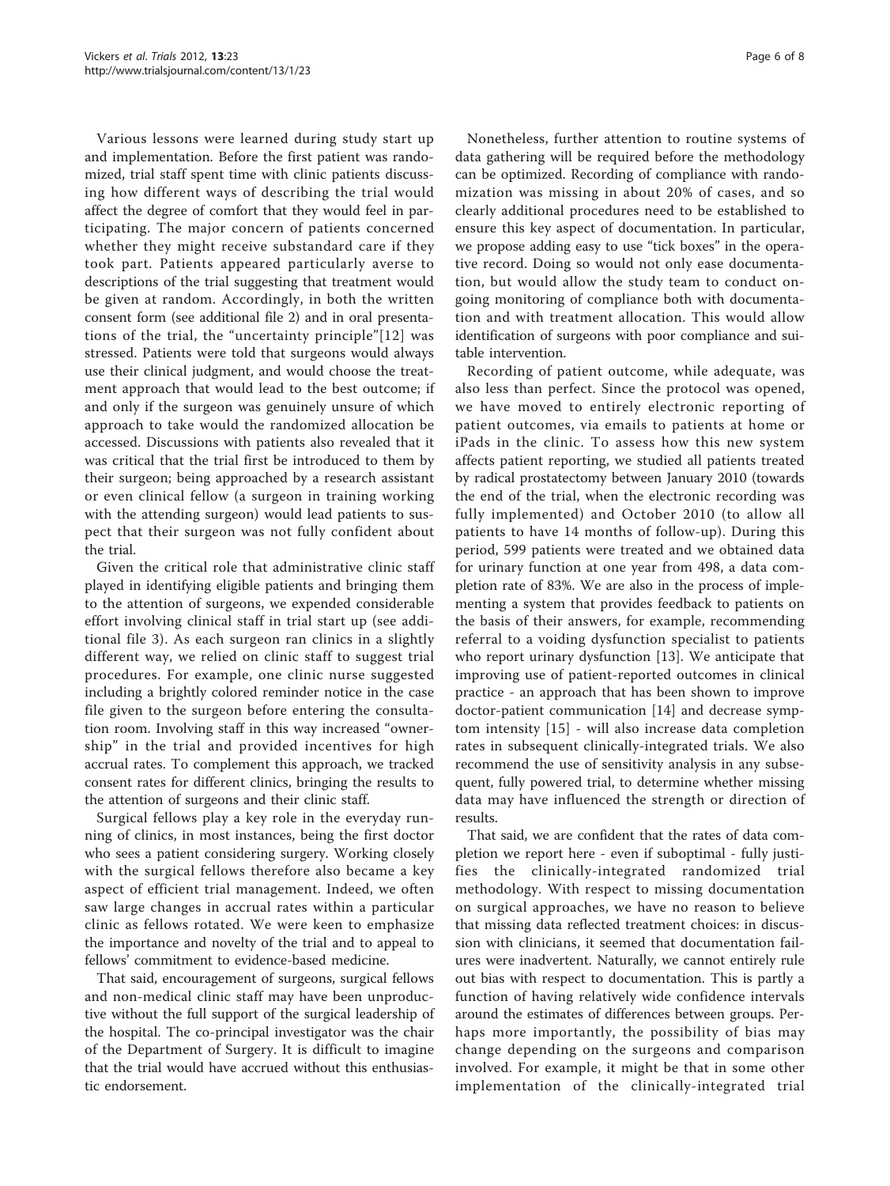Various lessons were learned during study start up and implementation. Before the first patient was randomized, trial staff spent time with clinic patients discussing how different ways of describing the trial would affect the degree of comfort that they would feel in participating. The major concern of patients concerned whether they might receive substandard care if they took part. Patients appeared particularly averse to descriptions of the trial suggesting that treatment would be given at random. Accordingly, in both the written consent form (see additional file 2) and in oral presentations of the trial, the "uncertainty principle"[12] was stressed. Patients were told that surgeons would always use their clinical judgment, and would choose the treatment approach that would lead to the best outcome; if and only if the surgeon was genuinely unsure of which approach to take would the randomized allocation be accessed. Discussions with patients also revealed that it was critical that the trial first be introduced to them by their surgeon; being approached by a research assistant or even clinical fellow (a surgeon in training working with the attending surgeon) would lead patients to suspect that their surgeon was not fully confident about the trial.

Given the critical role that administrative clinic staff played in identifying eligible patients and bringing them to the attention of surgeons, we expended considerable effort involving clinical staff in trial start up (see additional file 3). As each surgeon ran clinics in a slightly different way, we relied on clinic staff to suggest trial procedures. For example, one clinic nurse suggested including a brightly colored reminder notice in the case file given to the surgeon before entering the consultation room. Involving staff in this way increased "ownership" in the trial and provided incentives for high accrual rates. To complement this approach, we tracked consent rates for different clinics, bringing the results to the attention of surgeons and their clinic staff.

Surgical fellows play a key role in the everyday running of clinics, in most instances, being the first doctor who sees a patient considering surgery. Working closely with the surgical fellows therefore also became a key aspect of efficient trial management. Indeed, we often saw large changes in accrual rates within a particular clinic as fellows rotated. We were keen to emphasize the importance and novelty of the trial and to appeal to fellows' commitment to evidence-based medicine.

That said, encouragement of surgeons, surgical fellows and non-medical clinic staff may have been unproductive without the full support of the surgical leadership of the hospital. The co-principal investigator was the chair of the Department of Surgery. It is difficult to imagine that the trial would have accrued without this enthusiastic endorsement.

Nonetheless, further attention to routine systems of data gathering will be required before the methodology can be optimized. Recording of compliance with randomization was missing in about 20% of cases, and so clearly additional procedures need to be established to ensure this key aspect of documentation. In particular, we propose adding easy to use "tick boxes" in the operative record. Doing so would not only ease documentation, but would allow the study team to conduct ongoing monitoring of compliance both with documentation and with treatment allocation. This would allow identification of surgeons with poor compliance and suitable intervention.

Recording of patient outcome, while adequate, was also less than perfect. Since the protocol was opened, we have moved to entirely electronic reporting of patient outcomes, via emails to patients at home or iPads in the clinic. To assess how this new system affects patient reporting, we studied all patients treated by radical prostatectomy between January 2010 (towards the end of the trial, when the electronic recording was fully implemented) and October 2010 (to allow all patients to have 14 months of follow-up). During this period, 599 patients were treated and we obtained data for urinary function at one year from 498, a data completion rate of 83%. We are also in the process of implementing a system that provides feedback to patients on the basis of their answers, for example, recommending referral to a voiding dysfunction specialist to patients who report urinary dysfunction [13]. We anticipate that improving use of patient-reported outcomes in clinical practice - an approach that has been shown to improve doctor-patient communication [14] and decrease symptom intensity [15] - will also increase data completion rates in subsequent clinically-integrated trials. We also recommend the use of sensitivity analysis in any subsequent, fully powered trial, to determine whether missing data may have influenced the strength or direction of results.

That said, we are confident that the rates of data completion we report here - even if suboptimal - fully justifies the clinically-integrated randomized trial methodology. With respect to missing documentation on surgical approaches, we have no reason to believe that missing data reflected treatment choices: in discussion with clinicians, it seemed that documentation failures were inadvertent. Naturally, we cannot entirely rule out bias with respect to documentation. This is partly a function of having relatively wide confidence intervals around the estimates of differences between groups. Perhaps more importantly, the possibility of bias may change depending on the surgeons and comparison involved. For example, it might be that in some other implementation of the clinically-integrated trial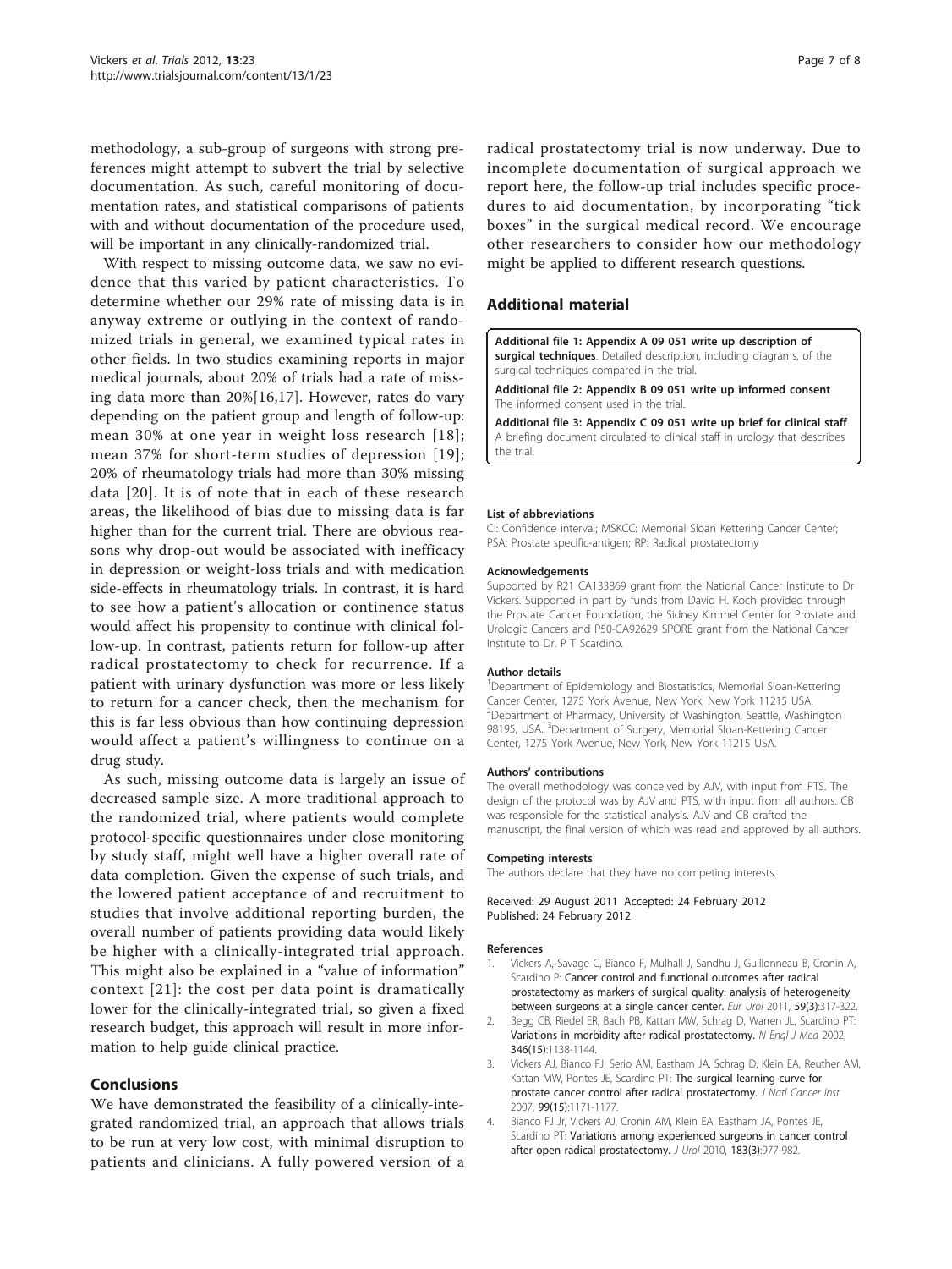methodology, a sub-group of surgeons with strong preferences might attempt to subvert the trial by selective documentation. As such, careful monitoring of documentation rates, and statistical comparisons of patients with and without documentation of the procedure used, will be important in any clinically-randomized trial.

With respect to missing outcome data, we saw no evidence that this varied by patient characteristics. To determine whether our 29% rate of missing data is in anyway extreme or outlying in the context of randomized trials in general, we examined typical rates in other fields. In two studies examining reports in major medical journals, about 20% of trials had a rate of missing data more than 20%[16,17]. However, rates do vary depending on the patient group and length of follow-up: mean 30% at one year in weight loss research [18]; mean 37% for short-term studies of depression [19]; 20% of rheumatology trials had more than 30% missing data [20]. It is of note that in each of these research areas, the likelihood of bias due to missing data is far higher than for the current trial. There are obvious reasons why drop-out would be associated with inefficacy in depression or weight-loss trials and with medication side-effects in rheumatology trials. In contrast, it is hard to see how a patient's allocation or continence status would affect his propensity to continue with clinical follow-up. In contrast, patients return for follow-up after radical prostatectomy to check for recurrence. If a patient with urinary dysfunction was more or less likely to return for a cancer check, then the mechanism for this is far less obvious than how continuing depression would affect a patient's willingness to continue on a drug study.

As such, missing outcome data is largely an issue of decreased sample size. A more traditional approach to the randomized trial, where patients would complete protocol-specific questionnaires under close monitoring by study staff, might well have a higher overall rate of data completion. Given the expense of such trials, and the lowered patient acceptance of and recruitment to studies that involve additional reporting burden, the overall number of patients providing data would likely be higher with a clinically-integrated trial approach. This might also be explained in a "value of information" context [21]: the cost per data point is dramatically lower for the clinically-integrated trial, so given a fixed research budget, this approach will result in more information to help guide clinical practice.

## Conclusions

We have demonstrated the feasibility of a clinically-integrated randomized trial, an approach that allows trials to be run at very low cost, with minimal disruption to patients and clinicians. A fully powered version of a radical prostatectomy trial is now underway. Due to incomplete documentation of surgical approach we report here, the follow-up trial includes specific procedures to aid documentation, by incorporating "tick boxes" in the surgical medical record. We encourage other researchers to consider how our methodology might be applied to different research questions.

## Additional material

**Additional file 1: Appendix A 09 051 write up description of surgical techniques**. Detailed description, including diagrams, of the surgical techniques compared in the trial.

**Additional file 2: Appendix B 09 051 write up informed consent**. The informed consent used in the trial.

**Additional file 3: Appendix C 09 051 write up brief for clinical staff**. A briefing document circulated to clinical staff in urology that describes the trial.

#### List of abbreviations

CI: Confidence interval; MSKCC: Memorial Sloan Kettering Cancer Center; PSA: Prostate specific-antigen; RP: Radical prostatectomy

#### Acknowledgements

Supported by R21 CA133869 grant from the National Cancer Institute to Dr Vickers. Supported in part by funds from David H. Koch provided through the Prostate Cancer Foundation, the Sidney Kimmel Center for Prostate and Urologic Cancers and P50-CA92629 SPORE grant from the National Cancer Institute to Dr. P T Scardino.

#### Author details

[1]Department of Epidemiology and Biostatistics, Memorial Sloan-Kettering Cancer Center, 1275 York Avenue, New York, New York 11215 USA. [2]Department of Pharmacy, University of Washington, Seattle, Washington 98195, USA. [3]Department of Surgery, Memorial Sloan-Kettering Cancer Center, 1275 York Avenue, New York, New York 11215 USA.

#### Authors' contributions

The overall methodology was conceived by AJV, with input from PTS. The design of the protocol was by AJV and PTS, with input from all authors. CB was responsible for the statistical analysis. AJV and CB drafted the manuscript, the final version of which was read and approved by all authors.

#### Competing interests

The authors declare that they have no competing interests.

Received: 29 August 2011 Accepted: 24 February 2012
Published: 24 February 2012

#### References

1. Vickers A, Savage C, Bianco F, Mulhall J, Sandhu J, Guillonneau B, Cronin A, Scardino P: **Cancer control and functional outcomes after radical prostatectomy as markers of surgical quality: analysis of heterogeneity between surgeons at a single cancer center.** *Eur Urol* 2011, **59(3)**:317-322.
2. Begg CB, Riedel ER, Bach PB, Kattan MW, Schrag D, Warren JL, Scardino PT: **Variations in morbidity after radical prostatectomy.** *N Engl J Med* 2002, **346(15)**:1138-1144.
3. Vickers AJ, Bianco FJ, Serio AM, Eastham JA, Schrag D, Klein EA, Reuther AM, Kattan MW, Pontes JE, Scardino PT: **The surgical learning curve for prostate cancer control after radical prostatectomy.** *J Natl Cancer Inst* 2007, **99(15)**:1171-1177.
4. Bianco FJ Jr, Vickers AJ, Cronin AM, Klein EA, Eastham JA, Pontes JE, Scardino PT: **Variations among experienced surgeons in cancer control after open radical prostatectomy.** *J Urol* 2010, **183(3)**:977-982.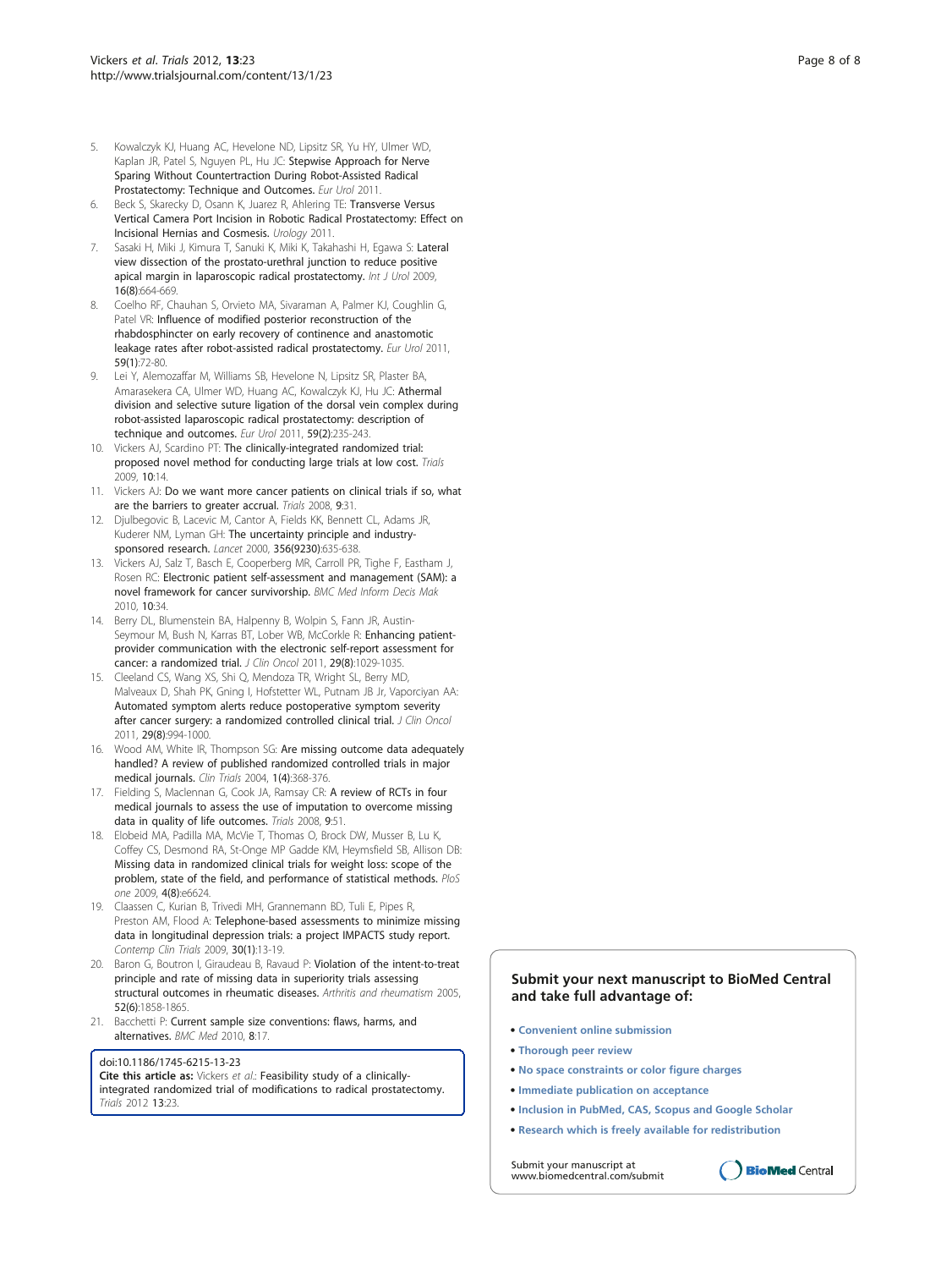5. Kowalczyk KJ, Huang AC, Hevelone ND, Lipsitz SR, Yu HY, Ulmer WD, Kaplan JR, Patel S, Nguyen PL, Hu JC: **Stepwise Approach for Nerve Sparing Without Countertraction During Robot-Assisted Radical Prostatectomy: Technique and Outcomes.** *Eur Urol* 2011.
6. Beck S, Skarecky D, Osann K, Juarez R, Ahlering TE: **Transverse Versus Vertical Camera Port Incision in Robotic Radical Prostatectomy: Effect on Incisional Hernias and Cosmesis.** *Urology* 2011.
7. Sasaki H, Miki J, Kimura T, Sanuki K, Miki K, Takahashi H, Egawa S: **Lateral view dissection of the prostato-urethral junction to reduce positive apical margin in laparoscopic radical prostatectomy.** *Int J Urol* 2009, **16(8)**:664-669.
8. Coelho RF, Chauhan S, Orvieto MA, Sivaraman A, Palmer KJ, Coughlin G, Patel VR: **Influence of modified posterior reconstruction of the rhabdosphincter on early recovery of continence and anastomotic leakage rates after robot-assisted radical prostatectomy.** *Eur Urol* 2011, **59(1)**:72-80.
9. Lei Y, Alemozaffar M, Williams SB, Hevelone N, Lipsitz SR, Plaster BA, Amarasekera CA, Ulmer WD, Huang AC, Kowalczyk KJ, Hu JC: **Athermal division and selective suture ligation of the dorsal vein complex during robot-assisted laparoscopic radical prostatectomy: description of technique and outcomes.** *Eur Urol* 2011, **59(2)**:235-243.
10. Vickers AJ, Scardino PT: **The clinically-integrated randomized trial: proposed novel method for conducting large trials at low cost.** *Trials* 2009, **10**:14.
11. Vickers AJ: **Do we want more cancer patients on clinical trials if so, what are the barriers to greater accrual.** *Trials* 2008, **9**:31.
12. Djulbegovic B, Lacevic M, Cantor A, Fields KK, Bennett CL, Adams JR, Kuderer NM, Lyman GH: **The uncertainty principle and industry-sponsored research.** *Lancet* 2000, **356(9230)**:635-638.
13. Vickers AJ, Salz T, Basch E, Cooperberg MR, Carroll PR, Tighe F, Eastham J, Rosen RC: **Electronic patient self-assessment and management (SAM): a novel framework for cancer survivorship.** *BMC Med Inform Decis Mak* 2010, **10**:34.
14. Berry DL, Blumenstein BA, Halpenny B, Wolpin S, Fann JR, Austin-Seymour M, Bush N, Karras BT, Lober WB, McCorkle R: **Enhancing patient-provider communication with the electronic self-report assessment for cancer: a randomized trial.** *J Clin Oncol* 2011, **29(8)**:1029-1035.
15. Cleeland CS, Wang XS, Shi Q, Mendoza TR, Wright SL, Berry MD, Malveaux D, Shah PK, Gning I, Hofstetter WL, Putnam JB Jr, Vaporciyan AA: **Automated symptom alerts reduce postoperative symptom severity after cancer surgery: a randomized controlled clinical trial.** *J Clin Oncol* 2011, **29(8)**:994-1000.
16. Wood AM, White IR, Thompson SG: **Are missing outcome data adequately handled? A review of published randomized controlled trials in major medical journals.** *Clin Trials* 2004, **1(4)**:368-376.
17. Fielding S, Maclennan G, Cook JA, Ramsay CR: **A review of RCTs in four medical journals to assess the use of imputation to overcome missing data in quality of life outcomes.** *Trials* 2008, **9**:51.
18. Elobeid MA, Padilla MA, McVie T, Thomas O, Brock DW, Musser B, Lu K, Coffey CS, Desmond RA, St-Onge MP Gadde KM, Heymsfield SB, Allison DB: **Missing data in randomized clinical trials for weight loss: scope of the problem, state of the field, and performance of statistical methods.** *PloS one* 2009, **4(8)**:e6624.
19. Claassen C, Kurian B, Trivedi MH, Grannemann BD, Tuli E, Pipes R, Preston AM, Flood A: **Telephone-based assessments to minimize missing data in longitudinal depression trials: a project IMPACTS study report.** *Contemp Clin Trials* 2009, **30(1)**:13-19.
20. Baron G, Boutron I, Giraudeau B, Ravaud P: **Violation of the intent-to-treat principle and rate of missing data in superiority trials assessing structural outcomes in rheumatic diseases.** *Arthritis and rheumatism* 2005, **52(6)**:1858-1865.
21. Bacchetti P: **Current sample size conventions: flaws, harms, and alternatives.** *BMC Med* 2010, **8**:17.

doi:10.1186/1745-6215-13-23

**Cite this article as:** Vickers *et al.*: Feasibility study of a clinically-integrated randomized trial of modifications to radical prostatectomy. *Trials* 2012 **13**:23.

**Submit your next manuscript to BioMed Central and take full advantage of:**

- **Convenient online submission**
- **Thorough peer review**
- **No space constraints or color figure charges**
- **Immediate publication on acceptance**
- **Inclusion in PubMed, CAS, Scopus and Google Scholar**
- **Research which is freely available for redistribution**

Submit your manuscript at www.biomedcentral.com/submit

BioMed Central